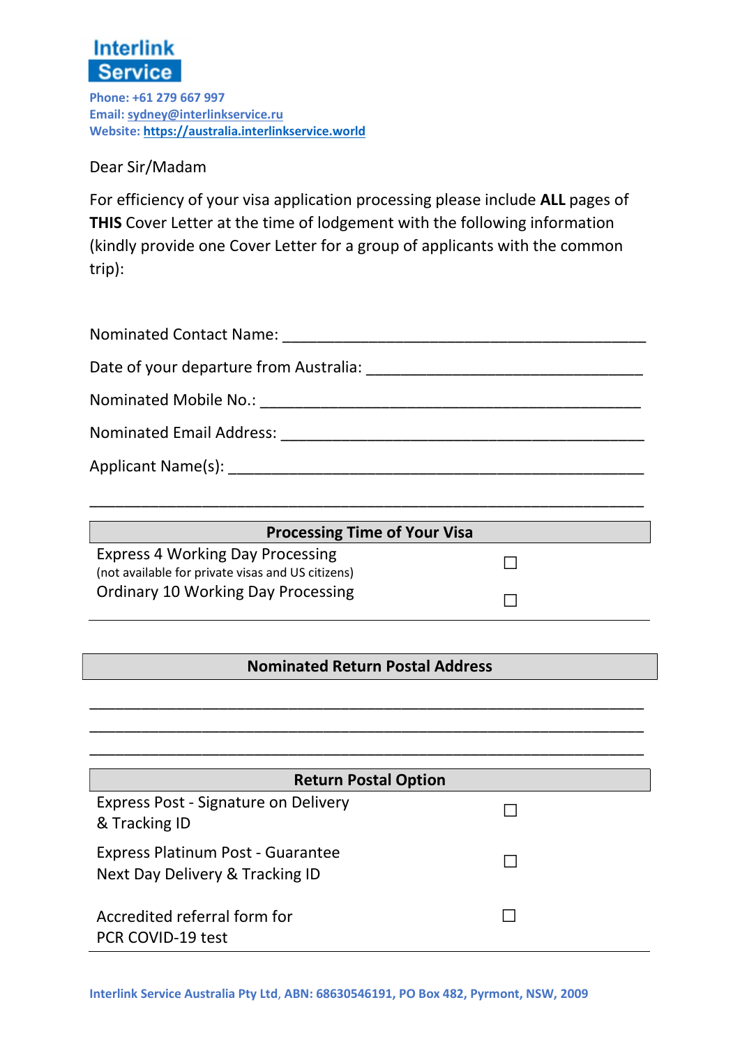**Interlink Service**

**Phone: +61 279 667 997**
**Email: sydney@interlinkservice.ru**
**Website: https://australia.interlinkservice.world**

Dear Sir/Madam

For efficiency of your visa application processing please include **ALL** pages of **THIS** Cover Letter at the time of lodgement with the following information (kindly provide one Cover Letter for a group of applicants with the common trip):

Nominated Contact Name: ___________________________________________

Date of your departure from Australia: _________________________________

Nominated Mobile No.: _____________________________________________

Nominated Email Address: ___________________________________________

Applicant Name(s): ________________________________________________

_____________________________________________________________

| Processing Time of Your Visa | |
|---|---|
| Express 4 Working Day Processing<br>(not available for private visas and US citizens) | ☐ |
| Ordinary 10 Working Day Processing | ☐ |

| Nominated Return Postal Address |
|---|

_____________________________________________________________

_____________________________________________________________

_____________________________________________________________

| Return Postal Option | |
|---|---|
| Express Post - Signature on Delivery & Tracking ID | ☐ |
| Express Platinum Post - Guarantee Next Day Delivery & Tracking ID | ☐ |
| Accredited referral form for PCR COVID-19 test | ☐ |

**Interlink Service Australia Pty Ltd, ABN: 68630546191, PO Box 482, Pyrmont, NSW, 2009**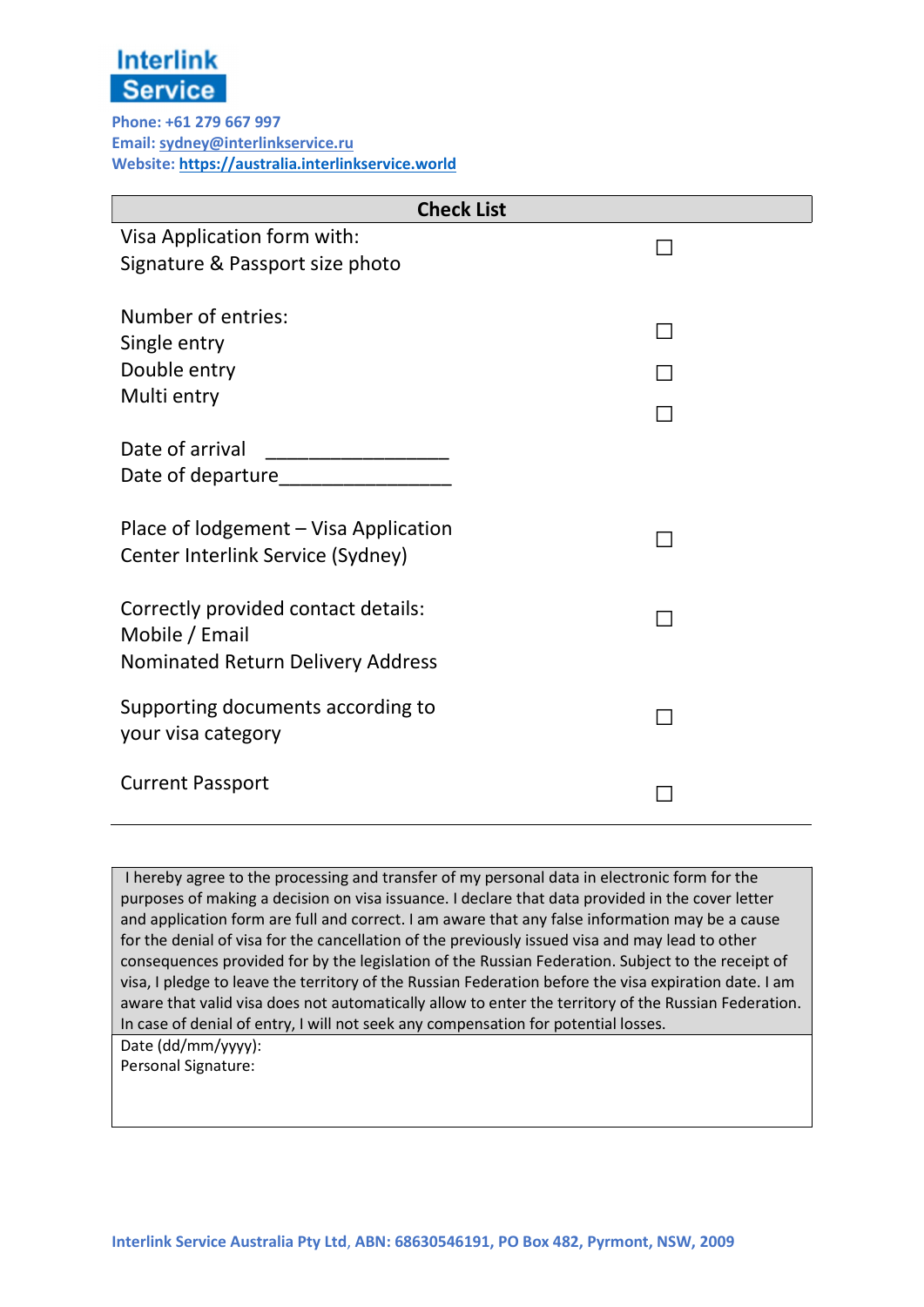**Interlink Service**

**Phone: +61 279 667 997**
**Email: sydney@interlinkservice.ru**
**Website: https://australia.interlinkservice.world**

| Check List | |
|---|---|
| Visa Application form with:<br>Signature & Passport size photo | ☐ |
| Number of entries:<br>Single entry<br>Double entry<br>Multi entry | <br>☐<br>☐<br>☐ |
| Date of arrival ________________<br>Date of departure________________ | |
| Place of lodgement – Visa Application Center Interlink Service (Sydney) | ☐ |
| Correctly provided contact details:<br>Mobile / Email<br>Nominated Return Delivery Address | ☐ |
| Supporting documents according to your visa category | ☐ |
| Current Passport | ☐ |

I hereby agree to the processing and transfer of my personal data in electronic form for the purposes of making a decision on visa issuance. I declare that data provided in the cover letter and application form are full and correct. I am aware that any false information may be a cause for the denial of visa for the cancellation of the previously issued visa and may lead to other consequences provided for by the legislation of the Russian Federation. Subject to the receipt of visa, I pledge to leave the territory of the Russian Federation before the visa expiration date. I am aware that valid visa does not automatically allow to enter the territory of the Russian Federation. In case of denial of entry, I will not seek any compensation for potential losses.

Date (dd/mm/yyyy):
Personal Signature:

**Interlink Service Australia Pty Ltd, ABN: 68630546191, PO Box 482, Pyrmont, NSW, 2009**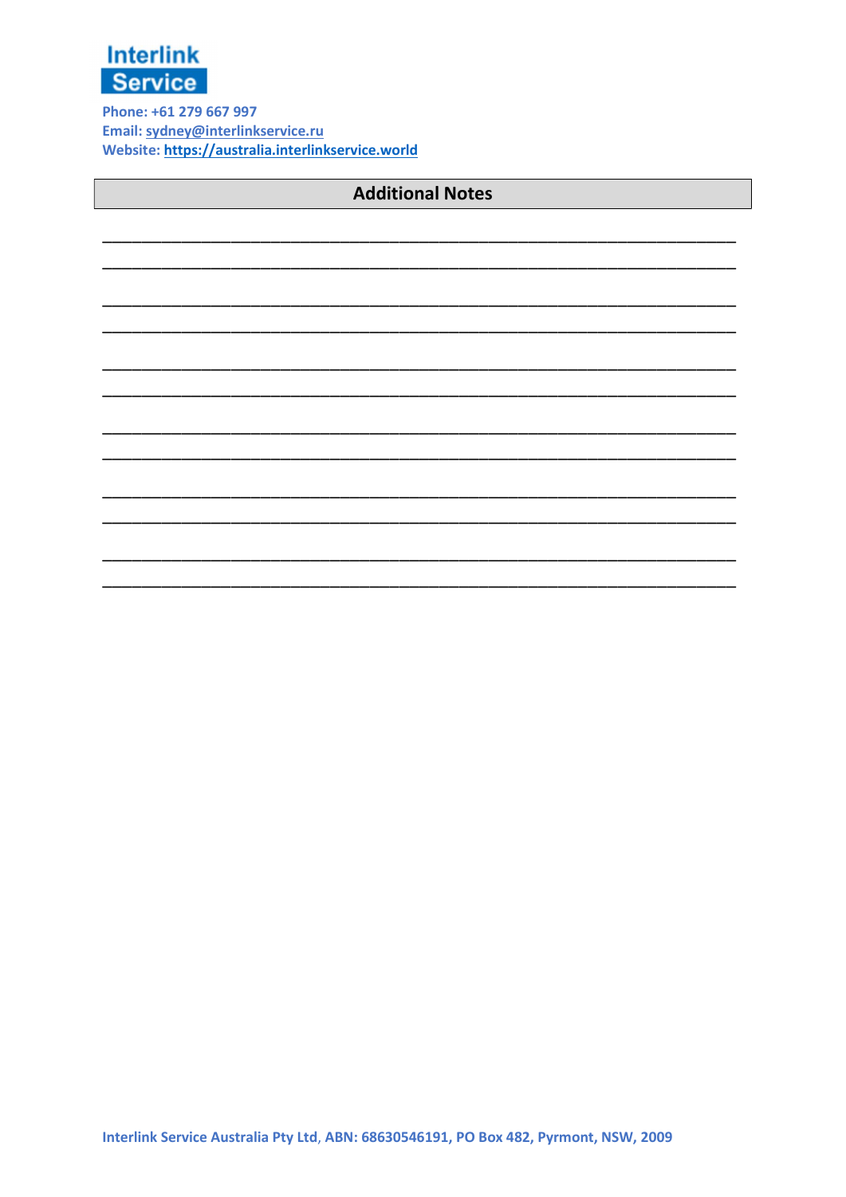Interlink
Service

Phone: +61 279 667 997
Email: sydney@interlinkservice.ru
Website: https://australia.interlinkservice.world

## Additional Notes

______________________________________________________________________

______________________________________________________________________

______________________________________________________________________

______________________________________________________________________

______________________________________________________________________

______________________________________________________________________

______________________________________________________________________

______________________________________________________________________

______________________________________________________________________

______________________________________________________________________

______________________________________________________________________

______________________________________________________________________

Interlink Service Australia Pty Ltd, ABN: 68630546191, PO Box 482, Pyrmont, NSW, 2009